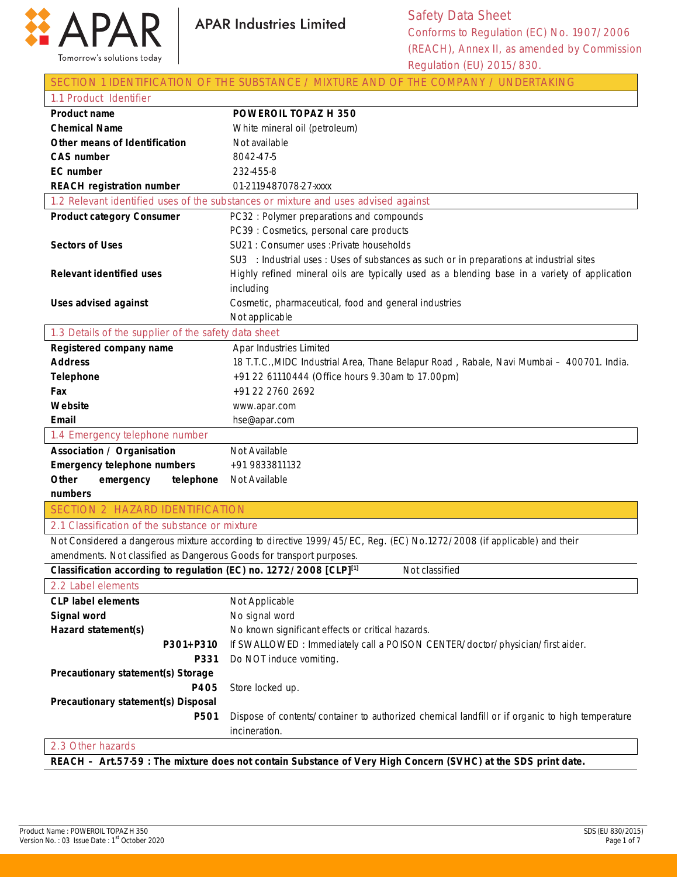APAR Industries Limited

**Safety Data Sheet**
Conforms to Regulation (EC) No. 1907/2006 (REACH), Annex II, as amended by Commission Regulation (EU) 2015/830.

## SECTION 1 IDENTIFICATION OF THE SUBSTANCE / MIXTURE AND OF THE COMPANY / UNDERTAKING

### 1.1 Product Identifier

| | |
|---|---|
| **Product name** | **POWEROIL TOPAZ H 350** |
| **Chemical Name** | White mineral oil (petroleum) |
| **Other means of Identification** | Not available |
| **CAS number** | 8042-47-5 |
| **EC number** | 232-455-8 |
| **REACH registration number** | 01-2119487078-27-xxxx |

### 1.2 Relevant identified uses of the substances or mixture and uses advised against

| | |
|---|---|
| **Product category Consumer** | PC32 : Polymer preparations and compounds<br>PC39 : Cosmetics, personal care products |
| **Sectors of Uses** | SU21 : Consumer uses :Private households<br>SU3 : Industrial uses : Uses of substances as such or in preparations at industrial sites |
| **Relevant identified uses** | Highly refined mineral oils are typically used as a blending base in a variety of application including |
| **Uses advised against** | Cosmetic, pharmaceutical, food and general industries<br>Not applicable |

### 1.3 Details of the supplier of the safety data sheet

| | |
|---|---|
| **Registered company name** | Apar Industries Limited |
| **Address** | 18 T.T.C.,MIDC Industrial Area, Thane Belapur Road , Rabale, Navi Mumbai – 400701. India. |
| **Telephone** | +91 22 61110444 (Office hours 9.30am to 17.00pm) |
| **Fax** | +91 22 2760 2692 |
| **Website** | www.apar.com |
| **Email** | hse@apar.com |

### 1.4 Emergency telephone number

| | |
|---|---|
| **Association / Organisation** | Not Available |
| **Emergency telephone numbers** | +91 9833811132 |
| **Other emergency telephone numbers** | Not Available |

## SECTION 2 HAZARD IDENTIFICATION

### 2.1 Classification of the substance or mixture

Not Considered a dangerous mixture according to directive 1999/45/EC, Reg. (EC) No.1272/2008 (if applicable) and their amendments. Not classified as Dangerous Goods for transport purposes.

**Classification according to regulation (EC) no. 1272/2008 [CLP][1]** Not classified

### 2.2 Label elements

| | |
|---|---|
| **CLP label elements** | Not Applicable |
| **Signal word** | No signal word |
| **Hazard statement(s)** | No known significant effects or critical hazards. |
| **P301+P310** | If SWALLOWED : Immediately call a POISON CENTER/doctor/physician/first aider. |
| **P331** | Do NOT induce vomiting. |
| **Precautionary statement(s) Storage** | |
| **P405** | Store locked up. |
| **Precautionary statement(s) Disposal** | |
| **P501** | Dispose of contents/container to authorized chemical landfill or if organic to high temperature incineration. |

### 2.3 Other hazards

**REACH – Art.57-59 : The mixture does not contain Substance of Very High Concern (SVHC) at the SDS print date.**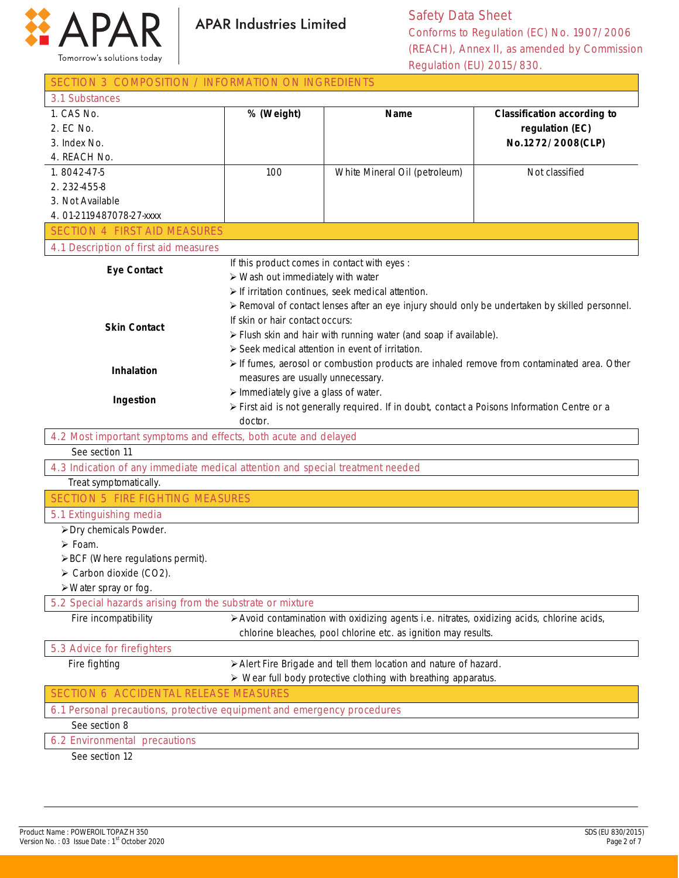## SECTION 3 COMPOSITION / INFORMATION ON INGREDIENTS

### 3.1 Substances

| 1. CAS No.<br>2. EC No.<br>3. Index No.<br>4. REACH No. | % (Weight) | Name | Classification according to regulation (EC) No.1272/2008(CLP) |
|---|---|---|---|
| 1. 8042-47-5<br>2. 232-455-8<br>3. Not Available<br>4. 01-2119487078-27-xxxx | 100 | White Mineral Oil (petroleum) | Not classified |

## SECTION 4 FIRST AID MEASURES

### 4.1 Description of first aid measures

**Eye Contact**

If this product comes in contact with eyes :

- Wash out immediately with water
- If irritation continues, seek medical attention.
- Removal of contact lenses after an eye injury should only be undertaken by skilled personnel.

**Skin Contact**

If skin or hair contact occurs:

- Flush skin and hair with running water (and soap if available).
- Seek medical attention in event of irritation.

**Inhalation**

- If fumes, aerosol or combustion products are inhaled remove from contaminated area. Other measures are usually unnecessary.

**Ingestion**

- Immediately give a glass of water.
- First aid is not generally required. If in doubt, contact a Poisons Information Centre or a doctor.

### 4.2 Most important symptoms and effects, both acute and delayed

See section 11

### 4.3 Indication of any immediate medical attention and special treatment needed

Treat symptomatically.

## SECTION 5 FIRE FIGHTING MEASURES

### 5.1 Extinguishing media

- Dry chemicals Powder.
- Foam.
- BCF (Where regulations permit).
- Carbon dioxide ($CO_2$).
- Water spray or fog.

### 5.2 Special hazards arising from the substrate or mixture

Fire incompatibility

- Avoid contamination with oxidizing agents i.e. nitrates, oxidizing acids, chlorine acids, chlorine bleaches, pool chlorine etc. as ignition may results.

### 5.3 Advice for firefighters

Fire fighting

- Alert Fire Brigade and tell them location and nature of hazard.
- Wear full body protective clothing with breathing apparatus.

## SECTION 6 ACCIDENTAL RELEASE MEASURES

### 6.1 Personal precautions, protective equipment and emergency procedures

See section 8

### 6.2 Environmental precautions

See section 12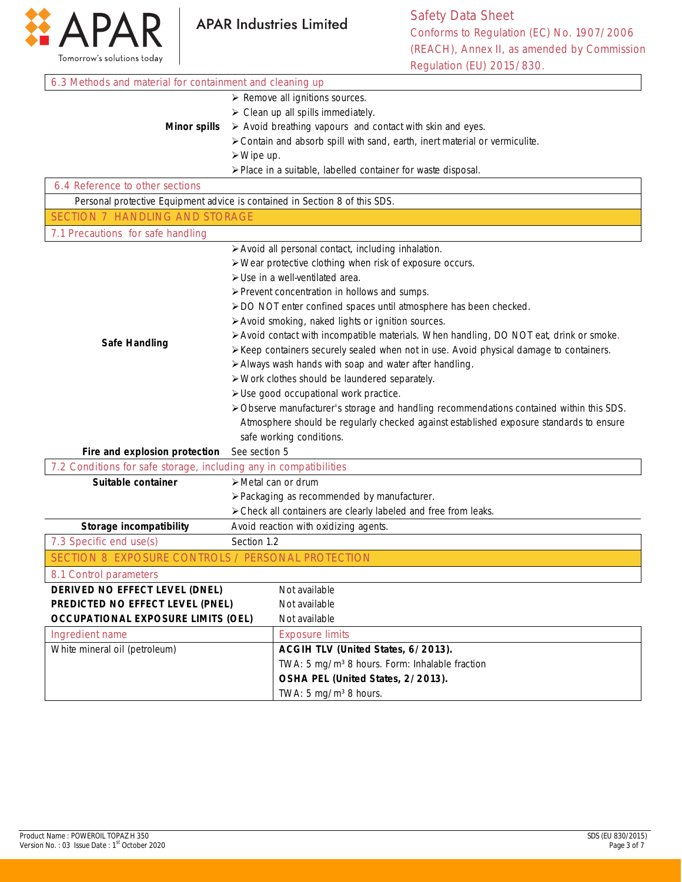### 6.3 Methods and material for containment and cleaning up

**Minor spills**

- Remove all ignitions sources.
- Clean up all spills immediately.
- Avoid breathing vapours and contact with skin and eyes.
- Contain and absorb spill with sand, earth, inert material or vermiculite.
- Wipe up.
- Place in a suitable, labelled container for waste disposal.

### 6.4 Reference to other sections

Personal protective Equipment advice is contained in Section 8 of this SDS.

## SECTION 7 HANDLING AND STORAGE

### 7.1 Precautions for safe handling

**Safe Handling**

- Avoid all personal contact, including inhalation.
- Wear protective clothing when risk of exposure occurs.
- Use in a well-ventilated area.
- Prevent concentration in hollows and sumps.
- DO NOT enter confined spaces until atmosphere has been checked.
- Avoid smoking, naked lights or ignition sources.
- Avoid contact with incompatible materials. When handling, DO NOT eat, drink or smoke.
- Keep containers securely sealed when not in use. Avoid physical damage to containers.
- Always wash hands with soap and water after handling.
- Work clothes should be laundered separately.
- Use good occupational work practice.
- Observe manufacturer's storage and handling recommendations contained within this SDS. Atmosphere should be regularly checked against established exposure standards to ensure safe working conditions.

**Fire and explosion protection** See section 5

### 7.2 Conditions for safe storage, including any in compatibilities

**Suitable container**

- Metal can or drum
- Packaging as recommended by manufacturer.
- Check all containers are clearly labeled and free from leaks.

**Storage incompatibility** Avoid reaction with oxidizing agents.

### 7.3 Specific end use(s)

Section 1.2

## SECTION 8 EXPOSURE CONTROLS / PERSONAL PROTECTION

### 8.1 Control parameters

| | |
|---|---|
| **DERIVED NO EFFECT LEVEL (DNEL)** | Not available |
| **PREDICTED NO EFFECT LEVEL (PNEL)** | Not available |
| **OCCUPATIONAL EXPOSURE LIMITS (OEL)** | Not available |

| Ingredient name | Exposure limits |
|---|---|
| White mineral oil (petroleum) | **ACGIH TLV (United States, 6/2013).**<br>TWA: 5 mg/m³ 8 hours. Form: Inhalable fraction<br>**OSHA PEL (United States, 2/2013).**<br>TWA: 5 mg/m³ 8 hours. |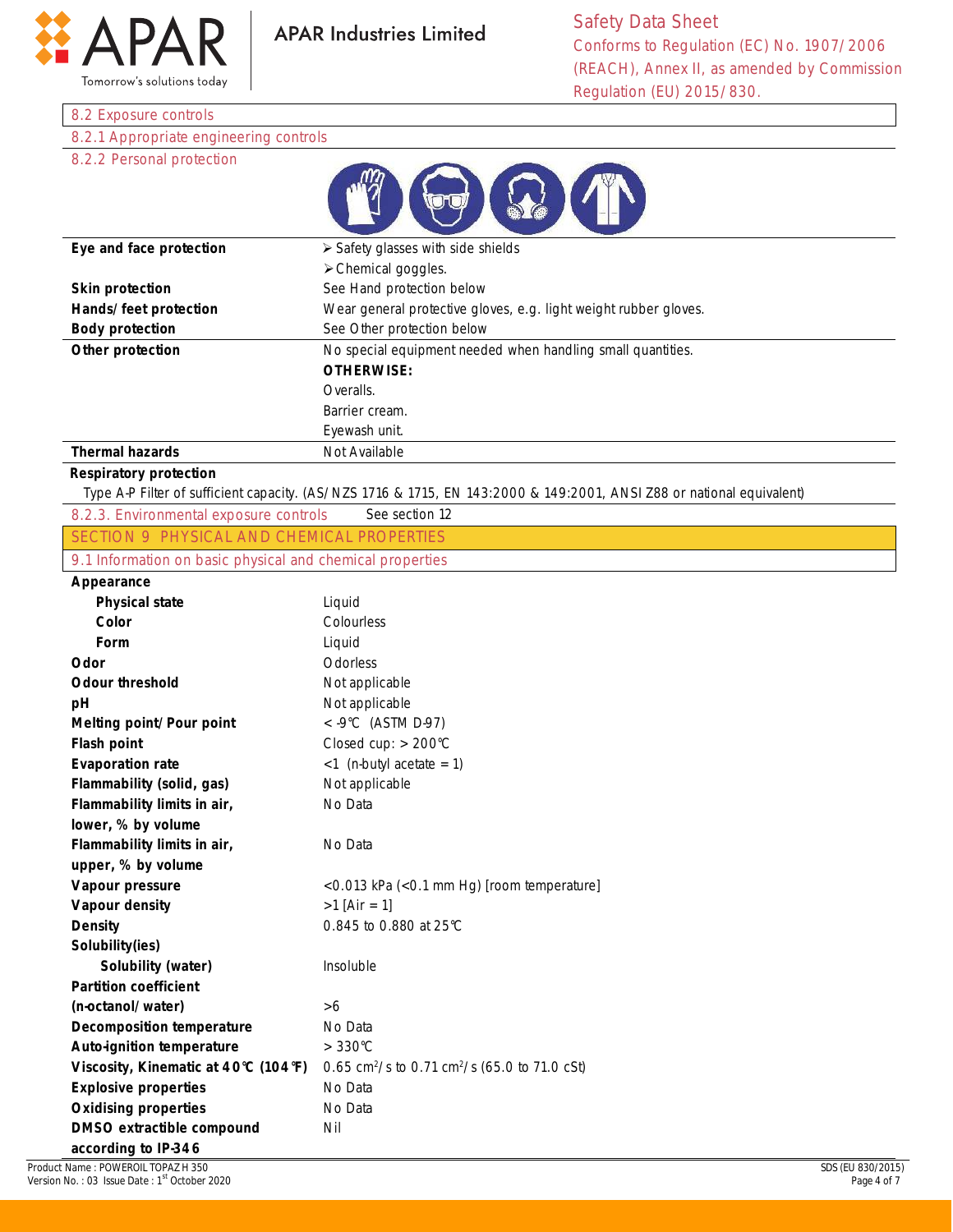8.2 Exposure controls

8.2.1 Appropriate engineering controls

8.2.2 Personal protection

| | |
|---|---|
| **Eye and face protection** | ➢ Safety glasses with side shields<br>➢ Chemical goggles. |
| **Skin protection** | See Hand protection below |
| **Hands/feet protection** | Wear general protective gloves, e.g. light weight rubber gloves. |
| **Body protection** | See Other protection below |
| **Other protection** | No special equipment needed when handling small quantities.<br>**OTHERWISE:**<br>Overalls.<br>Barrier cream.<br>Eyewash unit. |
| **Thermal hazards** | Not Available |

**Respiratory protection**

Type A-P Filter of sufficient capacity. (AS/NZS 1716 & 1715, EN 143:2000 & 149:2001, ANSI Z88 or national equivalent)

8.2.3. Environmental exposure controls — See section 12

## SECTION 9 PHYSICAL AND CHEMICAL PROPERTIES

### 9.1 Information on basic physical and chemical properties

| | |
|---|---|
| **Appearance** | |
| **Physical state** | Liquid |
| **Color** | Colourless |
| **Form** | Liquid |
| **Odor** | Odorless |
| **Odour threshold** | Not applicable |
| **pH** | Not applicable |
| **Melting point/Pour point** | < -9℃ (ASTM D-97) |
| **Flash point** | Closed cup: > 200℃ |
| **Evaporation rate** | <1 (n-butyl acetate = 1) |
| **Flammability (solid, gas)** | Not applicable |
| **Flammability limits in air, lower, % by volume** | No Data |
| **Flammability limits in air, upper, % by volume** | No Data |
| **Vapour pressure** | <0.013 kPa (<0.1 mm Hg) [room temperature] |
| **Vapour density** | >1 [Air = 1] |
| **Density** | 0.845 to 0.880 at 25℃ |
| **Solubility(ies)** | |
| **Solubility (water)** | Insoluble |
| **Partition coefficient (n-octanol/water)** | >6 |
| **Decomposition temperature** | No Data |
| **Auto-ignition temperature** | > 330℃ |
| **Viscosity, Kinematic at 40℃ (104℉)** | 0.65 $cm^2/s$ to 0.71 $cm^2/s$ (65.0 to 71.0 cSt) |
| **Explosive properties** | No Data |
| **Oxidising properties** | No Data |
| **DMSO extractible compound according to IP-346** | Nil |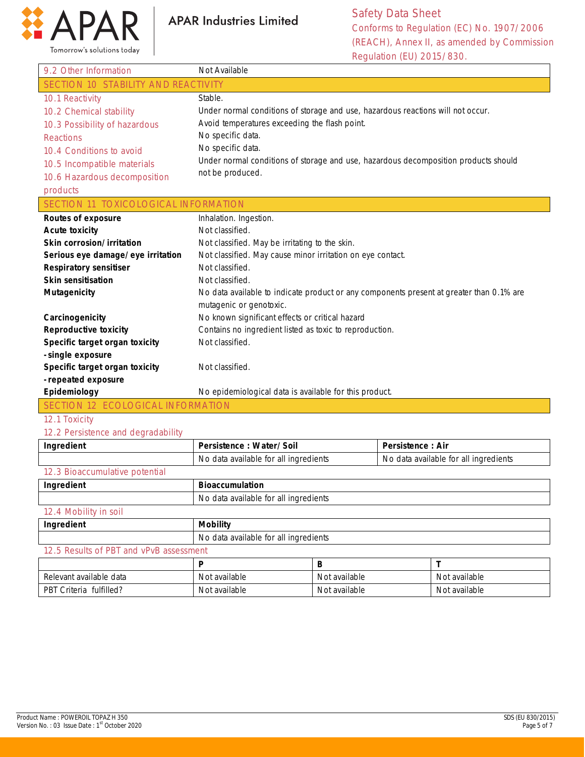| 9.2 Other Information | Not Available |
|---|---|

## SECTION 10 STABILITY AND REACTIVITY

| | |
|---|---|
| 10.1 Reactivity | Stable. |
| 10.2 Chemical stability | Under normal conditions of storage and use, hazardous reactions will not occur. |
| 10.3 Possibility of hazardous Reactions | Avoid temperatures exceeding the flash point. |
| 10.4 Conditions to avoid | No specific data. |
| 10.5 Incompatible materials | No specific data. |
| 10.6 Hazardous decomposition products | Under normal conditions of storage and use, hazardous decomposition products should not be produced. |

## SECTION 11 TOXICOLOGICAL INFORMATION

| | |
|---|---|
| **Routes of exposure** | Inhalation. Ingestion. |
| **Acute toxicity** | Not classified. |
| **Skin corrosion/irritation** | Not classified. May be irritating to the skin. |
| **Serious eye damage/eye irritation** | Not classified. May cause minor irritation on eye contact. |
| **Respiratory sensitiser** | Not classified. |
| **Skin sensitisation** | Not classified. |
| **Mutagenicity** | No data available to indicate product or any components present at greater than 0.1% are mutagenic or genotoxic. |
| **Carcinogenicity** | No known significant effects or critical hazard |
| **Reproductive toxicity** | Contains no ingredient listed as toxic to reproduction. |
| **Specific target organ toxicity - single exposure** | Not classified. |
| **Specific target organ toxicity - repeated exposure** | Not classified. |
| **Epidemiology** | No epidemiological data is available for this product. |

## SECTION 12 ECOLOGICAL INFORMATION

### 12.1 Toxicity

### 12.2 Persistence and degradability

| Ingredient | Persistence : Water/Soil | Persistence : Air |
|---|---|---|
| | No data available for all ingredients | No data available for all ingredients |

### 12.3 Bioaccumulative potential

| Ingredient | Bioaccumulation |
|---|---|
| | No data available for all ingredients |

### 12.4 Mobility in soil

| Ingredient | Mobility |
|---|---|
| | No data available for all ingredients |

### 12.5 Results of PBT and vPvB assessment

| | P | B | T |
|---|---|---|---|
| Relevant available data | Not available | Not available | Not available |
| PBT Criteria fulfilled? | Not available | Not available | Not available |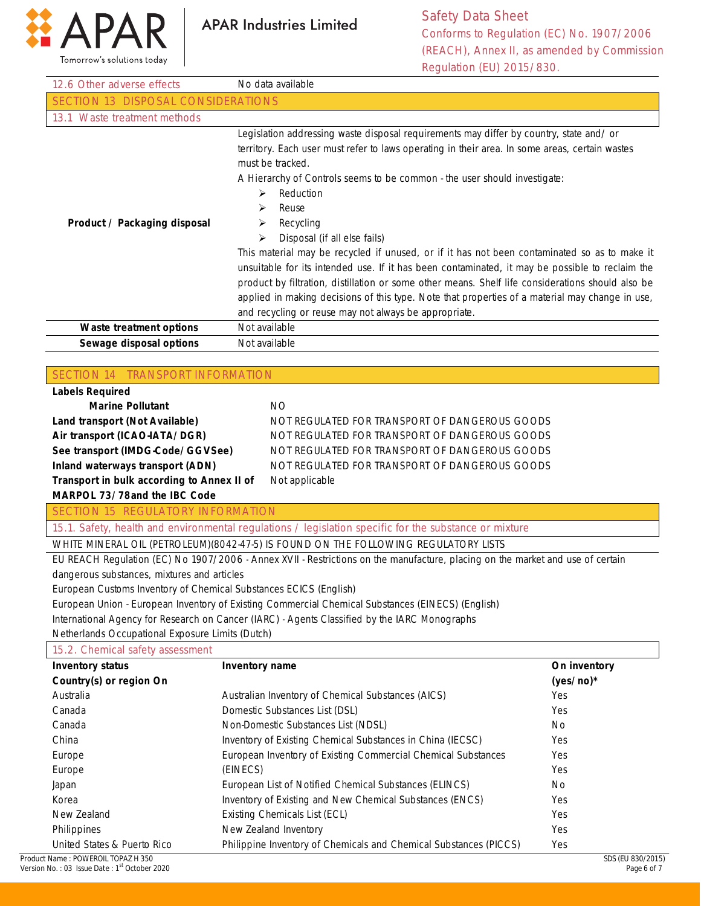| 12.6 Other adverse effects | No data available |
|---|---|

## SECTION 13 DISPOSAL CONSIDERATIONS

### 13.1 Waste treatment methods

| | |
|---|---|
| **Product / Packaging disposal** | Legislation addressing waste disposal requirements may differ by country, state and/ or territory. Each user must refer to laws operating in their area. In some areas, certain wastes must be tracked.<br>A Hierarchy of Controls seems to be common - the user should investigate:<br>➢ Reduction<br>➢ Reuse<br>➢ Recycling<br>➢ Disposal (if all else fails)<br>This material may be recycled if unused, or if it has not been contaminated so as to make it unsuitable for its intended use. If it has been contaminated, it may be possible to reclaim the product by filtration, distillation or some other means. Shelf life considerations should also be applied in making decisions of this type. Note that properties of a material may change in use, and recycling or reuse may not always be appropriate. |
| **Waste treatment options** | Not available |
| **Sewage disposal options** | Not available |

## SECTION 14 TRANSPORT INFORMATION

| | |
|---|---|
| **Labels Required** | |
| **Marine Pollutant** | NO |
| **Land transport (Not Available)** | NOT REGULATED FOR TRANSPORT OF DANGEROUS GOODS |
| **Air transport (ICAO-IATA/ DGR)** | NOT REGULATED FOR TRANSPORT OF DANGEROUS GOODS |
| **See transport (IMDG-Code/ GGVSee)** | NOT REGULATED FOR TRANSPORT OF DANGEROUS GOODS |
| **Inland waterways transport (ADN)** | NOT REGULATED FOR TRANSPORT OF DANGEROUS GOODS |
| **Transport in bulk according to Annex II of MARPOL 73/ 78and the IBC Code** | Not applicable |

## SECTION 15 REGULATORY INFORMATION

### 15.1. Safety, health and environmental regulations / legislation specific for the substance or mixture

WHITE MINERAL OIL (PETROLEUM)(8042-47-5) IS FOUND ON THE FOLLOWING REGULATORY LISTS

EU REACH Regulation (EC) No 1907/2006 - Annex XVII - Restrictions on the manufacture, placing on the market and use of certain dangerous substances, mixtures and articles

European Customs Inventory of Chemical Substances ECICS (English)

European Union - European Inventory of Existing Commercial Chemical Substances (EINECS) (English)

International Agency for Research on Cancer (IARC) - Agents Classified by the IARC Monographs

Netherlands Occupational Exposure Limits (Dutch)

### 15.2. Chemical safety assessment

| **Inventory status Country(s) or region On** | **Inventory name** | **On inventory (yes/ no)*** |
|---|---|---|
| Australia | Australian Inventory of Chemical Substances (AICS) | Yes |
| Canada | Domestic Substances List (DSL) | Yes |
| Canada | Non-Domestic Substances List (NDSL) | No |
| China | Inventory of Existing Chemical Substances in China (IECSC) | Yes |
| Europe | European Inventory of Existing Commercial Chemical Substances | Yes |
| Europe | (EINECS) | Yes |
| Japan | European List of Notified Chemical Substances (ELINCS) | No |
| Korea | Inventory of Existing and New Chemical Substances (ENCS) | Yes |
| New Zealand | Existing Chemicals List (ECL) | Yes |
| Philippines | New Zealand Inventory | Yes |
| United States & Puerto Rico | Philippine Inventory of Chemicals and Chemical Substances (PICCS) | Yes |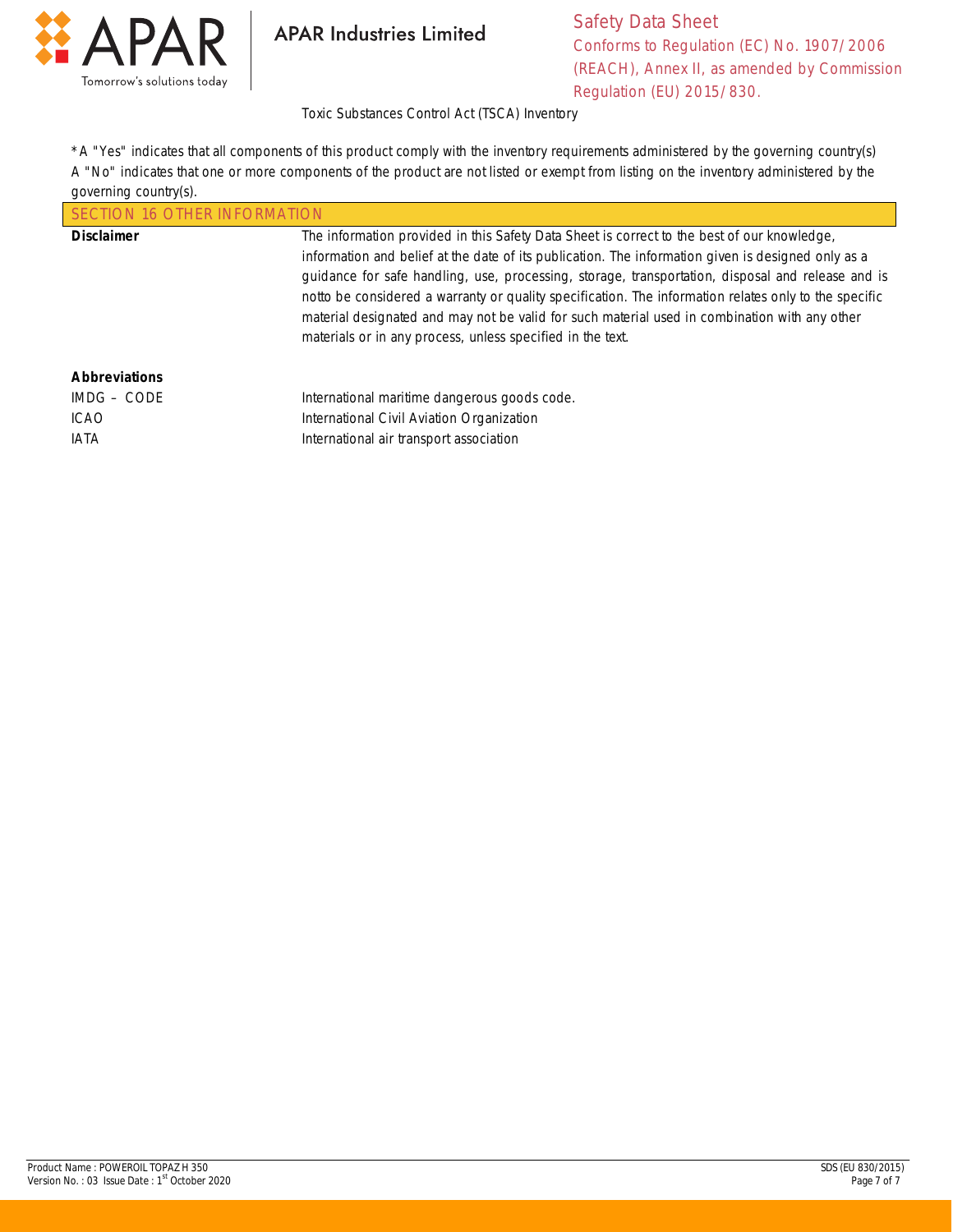Toxic Substances Control Act (TSCA) Inventory

*A "Yes" indicates that all components of this product comply with the inventory requirements administered by the governing country(s)
A "No" indicates that one or more components of the product are not listed or exempt from listing on the inventory administered by the governing country(s).

## SECTION 16 OTHER INFORMATION

**Disclaimer**

The information provided in this Safety Data Sheet is correct to the best of our knowledge, information and belief at the date of its publication. The information given is designed only as a guidance for safe handling, use, processing, storage, transportation, disposal and release and is notto be considered a warranty or quality specification. The information relates only to the specific material designated and may not be valid for such material used in combination with any other materials or in any process, unless specified in the text.

**Abbreviations**

| | |
|---|---|
| IMDG – CODE | International maritime dangerous goods code. |
| ICAO | International Civil Aviation Organization |
| IATA | International air transport association |